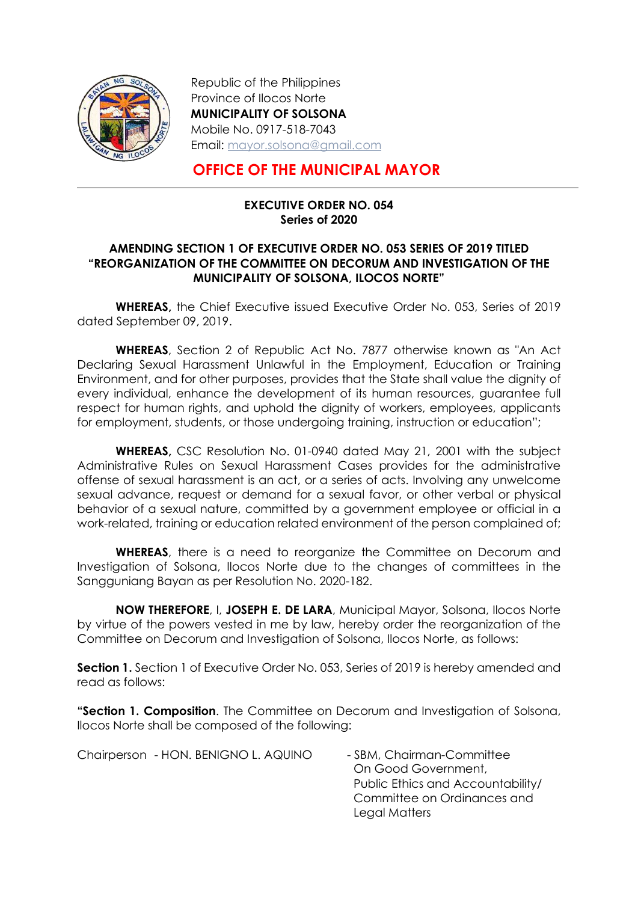Republic of the Philippines
Province of Ilocos Norte
**MUNICIPALITY OF SOLSONA**
Mobile No. 0917-518-7043
Email: mayor.solsona@gmail.com

# OFFICE OF THE MUNICIPAL MAYOR

---

**EXECUTIVE ORDER NO. 054**
**Series of 2020**

**AMENDING SECTION 1 OF EXECUTIVE ORDER NO. 053 SERIES OF 2019 TITLED "REORGANIZATION OF THE COMMITTEE ON DECORUM AND INVESTIGATION OF THE MUNICIPALITY OF SOLSONA, ILOCOS NORTE"**

**WHEREAS,** the Chief Executive issued Executive Order No. 053, Series of 2019 dated September 09, 2019.

**WHEREAS**, Section 2 of Republic Act No. 7877 otherwise known as "An Act Declaring Sexual Harassment Unlawful in the Employment, Education or Training Environment, and for other purposes, provides that the State shall value the dignity of every individual, enhance the development of its human resources, guarantee full respect for human rights, and uphold the dignity of workers, employees, applicants for employment, students, or those undergoing training, instruction or education";

**WHEREAS,** CSC Resolution No. 01-0940 dated May 21, 2001 with the subject Administrative Rules on Sexual Harassment Cases provides for the administrative offense of sexual harassment is an act, or a series of acts. Involving any unwelcome sexual advance, request or demand for a sexual favor, or other verbal or physical behavior of a sexual nature, committed by a government employee or official in a work-related, training or education related environment of the person complained of;

**WHEREAS**, there is a need to reorganize the Committee on Decorum and Investigation of Solsona, Ilocos Norte due to the changes of committees in the Sangguniang Bayan as per Resolution No. 2020-182.

**NOW THEREFORE**, I, **JOSEPH E. DE LARA**, Municipal Mayor, Solsona, Ilocos Norte by virtue of the powers vested in me by law, hereby order the reorganization of the Committee on Decorum and Investigation of Solsona, Ilocos Norte, as follows:

**Section 1.** Section 1 of Executive Order No. 053, Series of 2019 is hereby amended and read as follows:

**"Section 1. Composition**. The Committee on Decorum and Investigation of Solsona, Ilocos Norte shall be composed of the following:

Chairperson - HON. BENIGNO L. AQUINO - SBM, Chairman-Committee On Good Government, Public Ethics and Accountability/ Committee on Ordinances and Legal Matters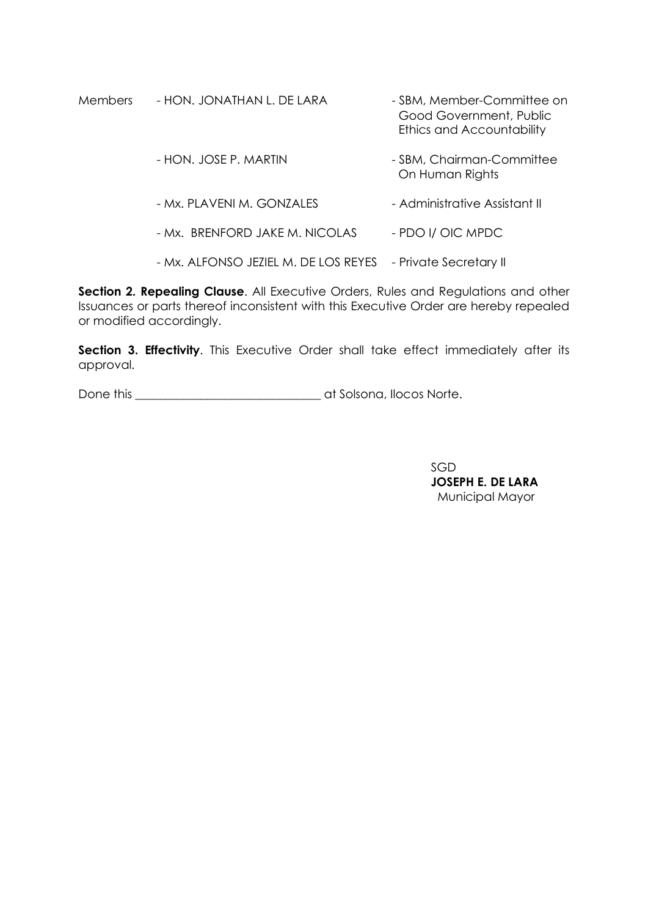| | | |
|---|---|---|
| Members | - HON. JONATHAN L. DE LARA | - SBM, Member-Committee on Good Government, Public Ethics and Accountability |
| | - HON. JOSE P. MARTIN | - SBM, Chairman-Committee On Human Rights |
| | - Mx. PLAVENI M. GONZALES | - Administrative Assistant II |
| | - Mx. BRENFORD JAKE M. NICOLAS | - PDO I/ OIC MPDC |
| | - Mx. ALFONSO JEZIEL M. DE LOS REYES | - Private Secretary II |

**Section 2. Repealing Clause**. All Executive Orders, Rules and Regulations and other Issuances or parts thereof inconsistent with this Executive Order are hereby repealed or modified accordingly.

**Section 3. Effectivity**. This Executive Order shall take effect immediately after its approval.

Done this ______________________________ at Solsona, Ilocos Norte.

SGD
**JOSEPH E. DE LARA**
Municipal Mayor